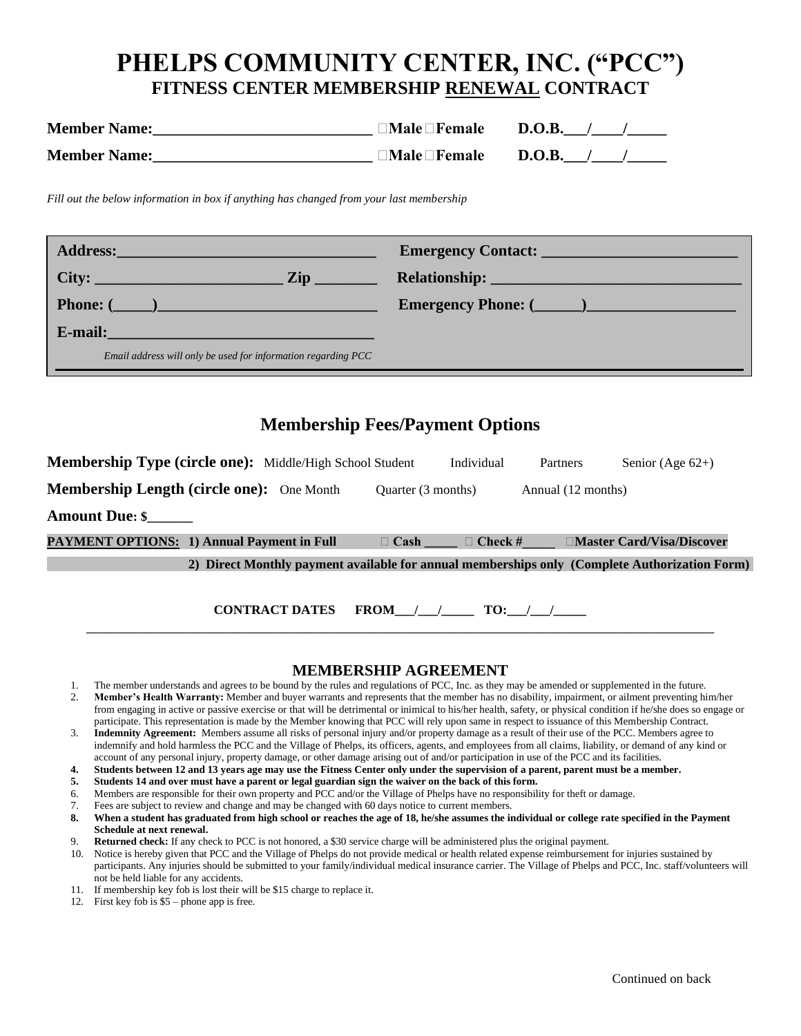# PHELPS COMMUNITY CENTER, INC. ("PCC")

## FITNESS CENTER MEMBERSHIP RENEWAL CONTRACT

**Member Name:**___________________________ ☐Male ☐Female **D.O.B.**___/____/_____

**Member Name:**___________________________ ☐Male ☐Female **D.O.B.**___/____/_____

*Fill out the below information in box if anything has changed from your last membership*

**Address:**________________________________ **Emergency Contact:** ________________________

**City:** _______________________ **Zip** ________ **Relationship:** ______________________________

**Phone: (_____)**__________________________ **Emergency Phone: (______)**__________________

**E-mail:**________________________________

*Email address will only be used for information regarding PCC*

## Membership Fees/Payment Options

**Membership Type (circle one):** Middle/High School Student Individual Partners Senior (Age 62+)

**Membership Length (circle one):** One Month Quarter (3 months) Annual (12 months)

**Amount Due: $**______

**PAYMENT OPTIONS: 1) Annual Payment in Full** ☐ **Cash** _____ ☐ **Check #**_____ ☐**Master Card/Visa/Discover**

**2) Direct Monthly payment available for annual memberships only (Complete Authorization Form)**

**CONTRACT DATES FROM**___/___/_____ **TO:**___/___/_____

## MEMBERSHIP AGREEMENT

1. The member understands and agrees to be bound by the rules and regulations of PCC, Inc. as they may be amended or supplemented in the future.
2. **Member's Health Warranty:** Member and buyer warrants and represents that the member has no disability, impairment, or ailment preventing him/her from engaging in active or passive exercise or that will be detrimental or inimical to his/her health, safety, or physical condition if he/she does so engage or participate. This representation is made by the Member knowing that PCC will rely upon same in respect to issuance of this Membership Contract.
3. **Indemnity Agreement:** Members assume all risks of personal injury and/or property damage as a result of their use of the PCC. Members agree to indemnify and hold harmless the PCC and the Village of Phelps, its officers, agents, and employees from all claims, liability, or demand of any kind or account of any personal injury, property damage, or other damage arising out of and/or participation in use of the PCC and its facilities.
4. **Students between 12 and 13 years age may use the Fitness Center only under the supervision of a parent, parent must be a member.**
5. **Students 14 and over must have a parent or legal guardian sign the waiver on the back of this form.**
6. Members are responsible for their own property and PCC and/or the Village of Phelps have no responsibility for theft or damage.
7. Fees are subject to review and change and may be changed with 60 days notice to current members.
8. **When a student has graduated from high school or reaches the age of 18, he/she assumes the individual or college rate specified in the Payment Schedule at next renewal.**
9. **Returned check:** If any check to PCC is not honored, a $30 service charge will be administered plus the original payment.
10. Notice is hereby given that PCC and the Village of Phelps do not provide medical or health related expense reimbursement for injuries sustained by participants. Any injuries should be submitted to your family/individual medical insurance carrier. The Village of Phelps and PCC, Inc. staff/volunteers will not be held liable for any accidents.
11. If membership key fob is lost their will be $15 charge to replace it.
12. First key fob is $5 – phone app is free.

Continued on back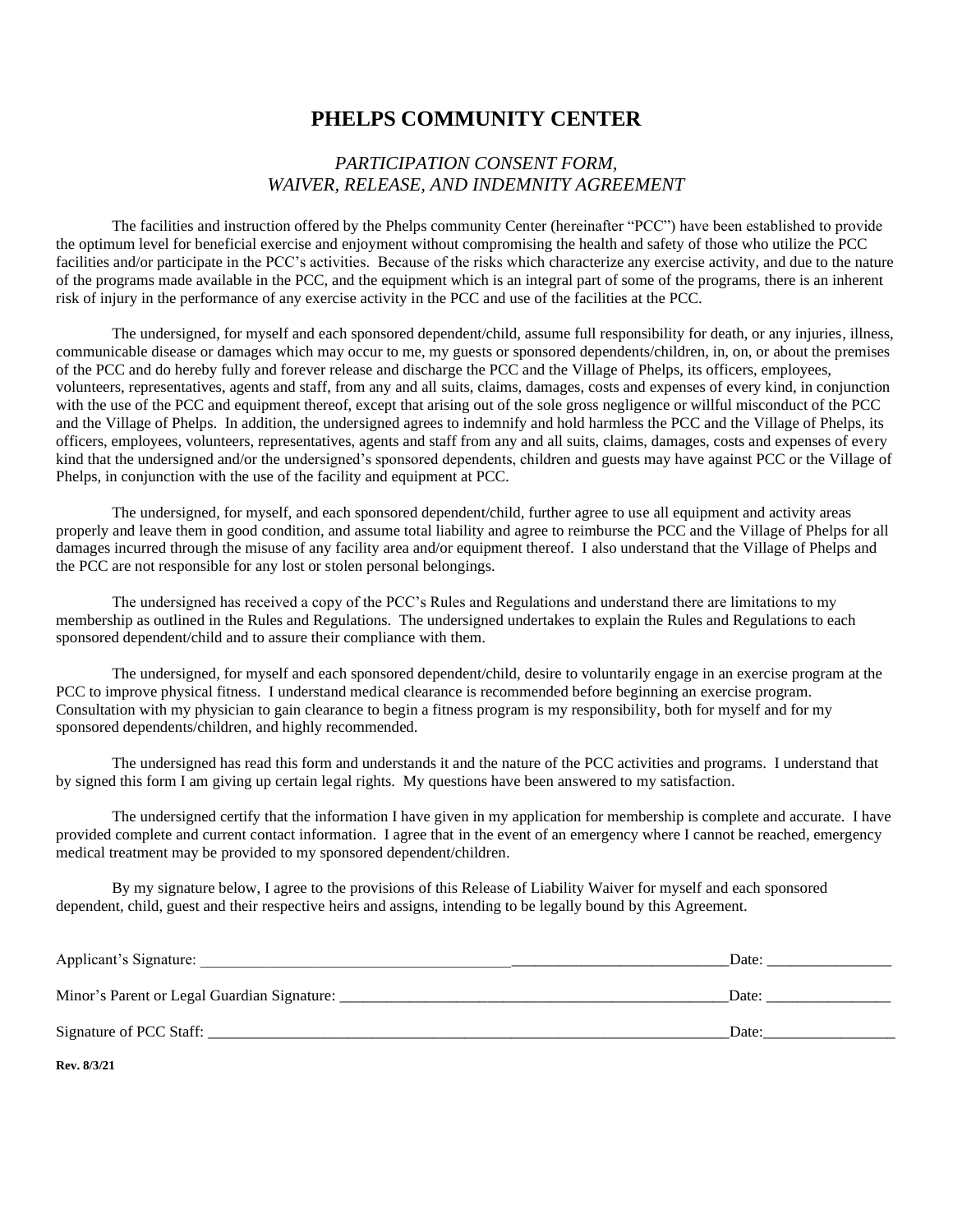# PHELPS COMMUNITY CENTER

## *PARTICIPATION CONSENT FORM, WAIVER, RELEASE, AND INDEMNITY AGREEMENT*

The facilities and instruction offered by the Phelps community Center (hereinafter "PCC") have been established to provide the optimum level for beneficial exercise and enjoyment without compromising the health and safety of those who utilize the PCC facilities and/or participate in the PCC's activities. Because of the risks which characterize any exercise activity, and due to the nature of the programs made available in the PCC, and the equipment which is an integral part of some of the programs, there is an inherent risk of injury in the performance of any exercise activity in the PCC and use of the facilities at the PCC.

The undersigned, for myself and each sponsored dependent/child, assume full responsibility for death, or any injuries, illness, communicable disease or damages which may occur to me, my guests or sponsored dependents/children, in, on, or about the premises of the PCC and do hereby fully and forever release and discharge the PCC and the Village of Phelps, its officers, employees, volunteers, representatives, agents and staff, from any and all suits, claims, damages, costs and expenses of every kind, in conjunction with the use of the PCC and equipment thereof, except that arising out of the sole gross negligence or willful misconduct of the PCC and the Village of Phelps. In addition, the undersigned agrees to indemnify and hold harmless the PCC and the Village of Phelps, its officers, employees, volunteers, representatives, agents and staff from any and all suits, claims, damages, costs and expenses of every kind that the undersigned and/or the undersigned's sponsored dependents, children and guests may have against PCC or the Village of Phelps, in conjunction with the use of the facility and equipment at PCC.

The undersigned, for myself, and each sponsored dependent/child, further agree to use all equipment and activity areas properly and leave them in good condition, and assume total liability and agree to reimburse the PCC and the Village of Phelps for all damages incurred through the misuse of any facility area and/or equipment thereof. I also understand that the Village of Phelps and the PCC are not responsible for any lost or stolen personal belongings.

The undersigned has received a copy of the PCC's Rules and Regulations and understand there are limitations to my membership as outlined in the Rules and Regulations. The undersigned undertakes to explain the Rules and Regulations to each sponsored dependent/child and to assure their compliance with them.

The undersigned, for myself and each sponsored dependent/child, desire to voluntarily engage in an exercise program at the PCC to improve physical fitness. I understand medical clearance is recommended before beginning an exercise program. Consultation with my physician to gain clearance to begin a fitness program is my responsibility, both for myself and for my sponsored dependents/children, and highly recommended.

The undersigned has read this form and understands it and the nature of the PCC activities and programs. I understand that by signed this form I am giving up certain legal rights. My questions have been answered to my satisfaction.

The undersigned certify that the information I have given in my application for membership is complete and accurate. I have provided complete and current contact information. I agree that in the event of an emergency where I cannot be reached, emergency medical treatment may be provided to my sponsored dependent/children.

By my signature below, I agree to the provisions of this Release of Liability Waiver for myself and each sponsored dependent, child, guest and their respective heirs and assigns, intending to be legally bound by this Agreement.

Applicant's Signature: ______________________________________________________________ Date: ________________

Minor's Parent or Legal Guardian Signature: ____________________________________________ Date: ________________

Signature of PCC Staff: ______________________________________________________________ Date: ________________

**Rev. 8/3/21**